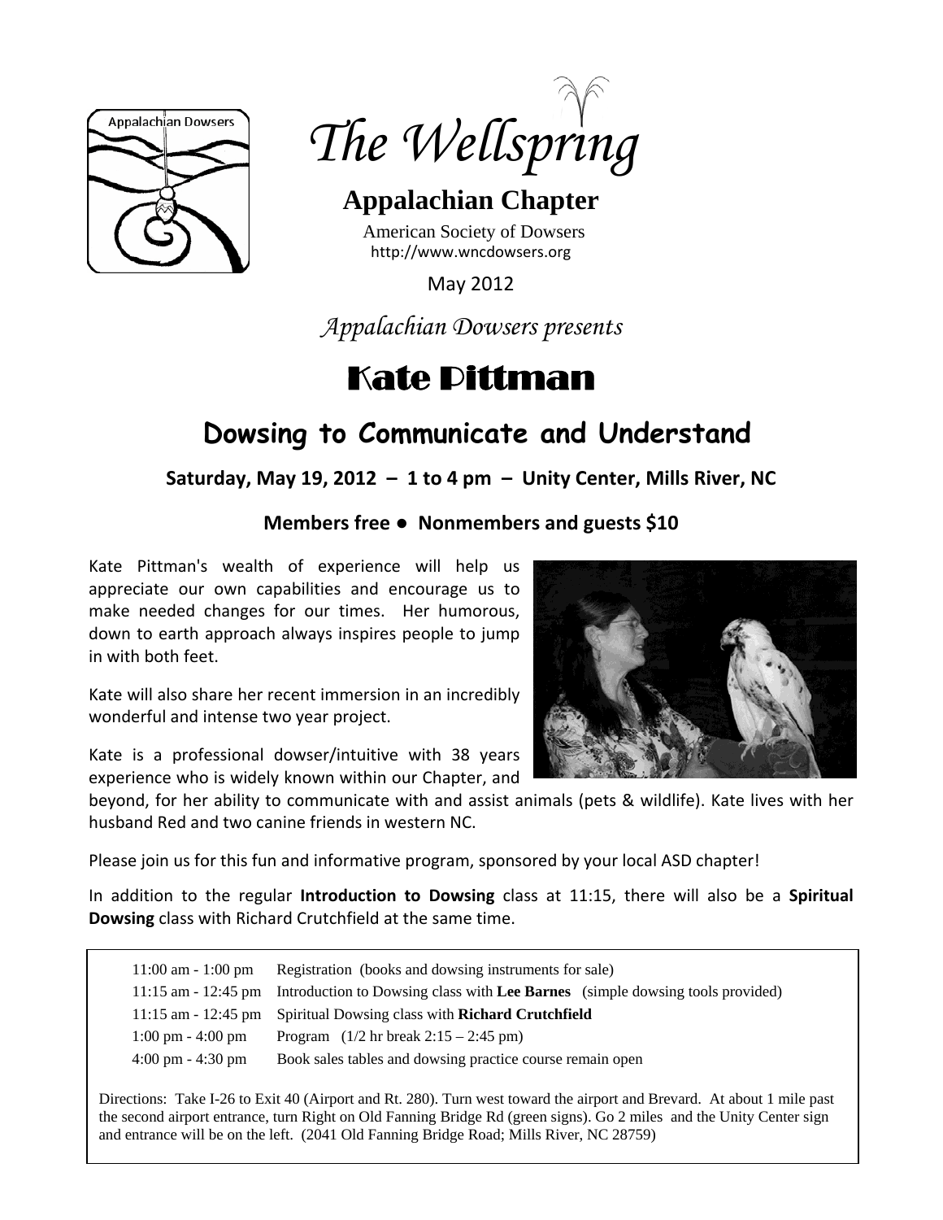Appalachian Dowsers

# The Wellspring

## Appalachian Chapter

American Society of Dowsers
http://www.wncdowsers.org

May 2012

*Appalachian Dowsers presents*

# Kate Pittman

## Dowsing to Communicate and Understand

**Saturday, May 19, 2012 – 1 to 4 pm – Unity Center, Mills River, NC**

**Members free ● Nonmembers and guests $10**

Kate Pittman's wealth of experience will help us appreciate our own capabilities and encourage us to make needed changes for our times. Her humorous, down to earth approach always inspires people to jump in with both feet.

Kate will also share her recent immersion in an incredibly wonderful and intense two year project.

Kate is a professional dowser/intuitive with 38 years experience who is widely known within our Chapter, and beyond, for her ability to communicate with and assist animals (pets & wildlife). Kate lives with her husband Red and two canine friends in western NC.

Please join us for this fun and informative program, sponsored by your local ASD chapter!

In addition to the regular **Introduction to Dowsing** class at 11:15, there will also be a **Spiritual Dowsing** class with Richard Crutchfield at the same time.

| | |
|---|---|
| 11:00 am - 1:00 pm | Registration (books and dowsing instruments for sale) |
| 11:15 am - 12:45 pm | Introduction to Dowsing class with **Lee Barnes** (simple dowsing tools provided) |
| 11:15 am - 12:45 pm | Spiritual Dowsing class with **Richard Crutchfield** |
| 1:00 pm - 4:00 pm | Program (1/2 hr break 2:15 – 2:45 pm) |
| 4:00 pm - 4:30 pm | Book sales tables and dowsing practice course remain open |

Directions: Take I-26 to Exit 40 (Airport and Rt. 280). Turn west toward the airport and Brevard. At about 1 mile past the second airport entrance, turn Right on Old Fanning Bridge Rd (green signs). Go 2 miles and the Unity Center sign and entrance will be on the left. (2041 Old Fanning Bridge Road; Mills River, NC 28759)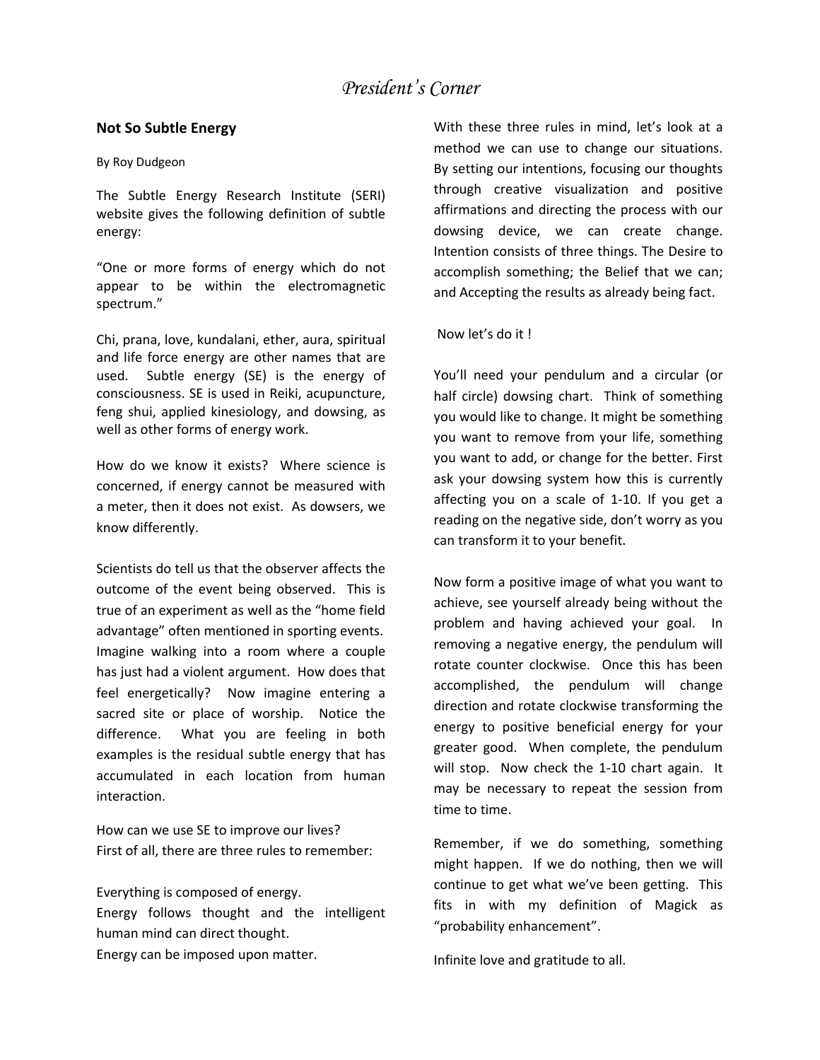# *President's Corner*

## Not So Subtle Energy

By Roy Dudgeon

The Subtle Energy Research Institute (SERI) website gives the following definition of subtle energy:

"One or more forms of energy which do not appear to be within the electromagnetic spectrum."

Chi, prana, love, kundalani, ether, aura, spiritual and life force energy are other names that are used. Subtle energy (SE) is the energy of consciousness. SE is used in Reiki, acupuncture, feng shui, applied kinesiology, and dowsing, as well as other forms of energy work.

How do we know it exists? Where science is concerned, if energy cannot be measured with a meter, then it does not exist. As dowsers, we know differently.

Scientists do tell us that the observer affects the outcome of the event being observed. This is true of an experiment as well as the "home field advantage" often mentioned in sporting events. Imagine walking into a room where a couple has just had a violent argument. How does that feel energetically? Now imagine entering a sacred site or place of worship. Notice the difference. What you are feeling in both examples is the residual subtle energy that has accumulated in each location from human interaction.

How can we use SE to improve our lives?
First of all, there are three rules to remember:

Everything is composed of energy.
Energy follows thought and the intelligent human mind can direct thought.
Energy can be imposed upon matter.

With these three rules in mind, let's look at a method we can use to change our situations. By setting our intentions, focusing our thoughts through creative visualization and positive affirmations and directing the process with our dowsing device, we can create change. Intention consists of three things. The Desire to accomplish something; the Belief that we can; and Accepting the results as already being fact.

Now let's do it !

You'll need your pendulum and a circular (or half circle) dowsing chart. Think of something you would like to change. It might be something you want to remove from your life, something you want to add, or change for the better. First ask your dowsing system how this is currently affecting you on a scale of 1-10. If you get a reading on the negative side, don't worry as you can transform it to your benefit.

Now form a positive image of what you want to achieve, see yourself already being without the problem and having achieved your goal. In removing a negative energy, the pendulum will rotate counter clockwise. Once this has been accomplished, the pendulum will change direction and rotate clockwise transforming the energy to positive beneficial energy for your greater good. When complete, the pendulum will stop. Now check the 1-10 chart again. It may be necessary to repeat the session from time to time.

Remember, if we do something, something might happen. If we do nothing, then we will continue to get what we've been getting. This fits in with my definition of Magick as "probability enhancement".

Infinite love and gratitude to all.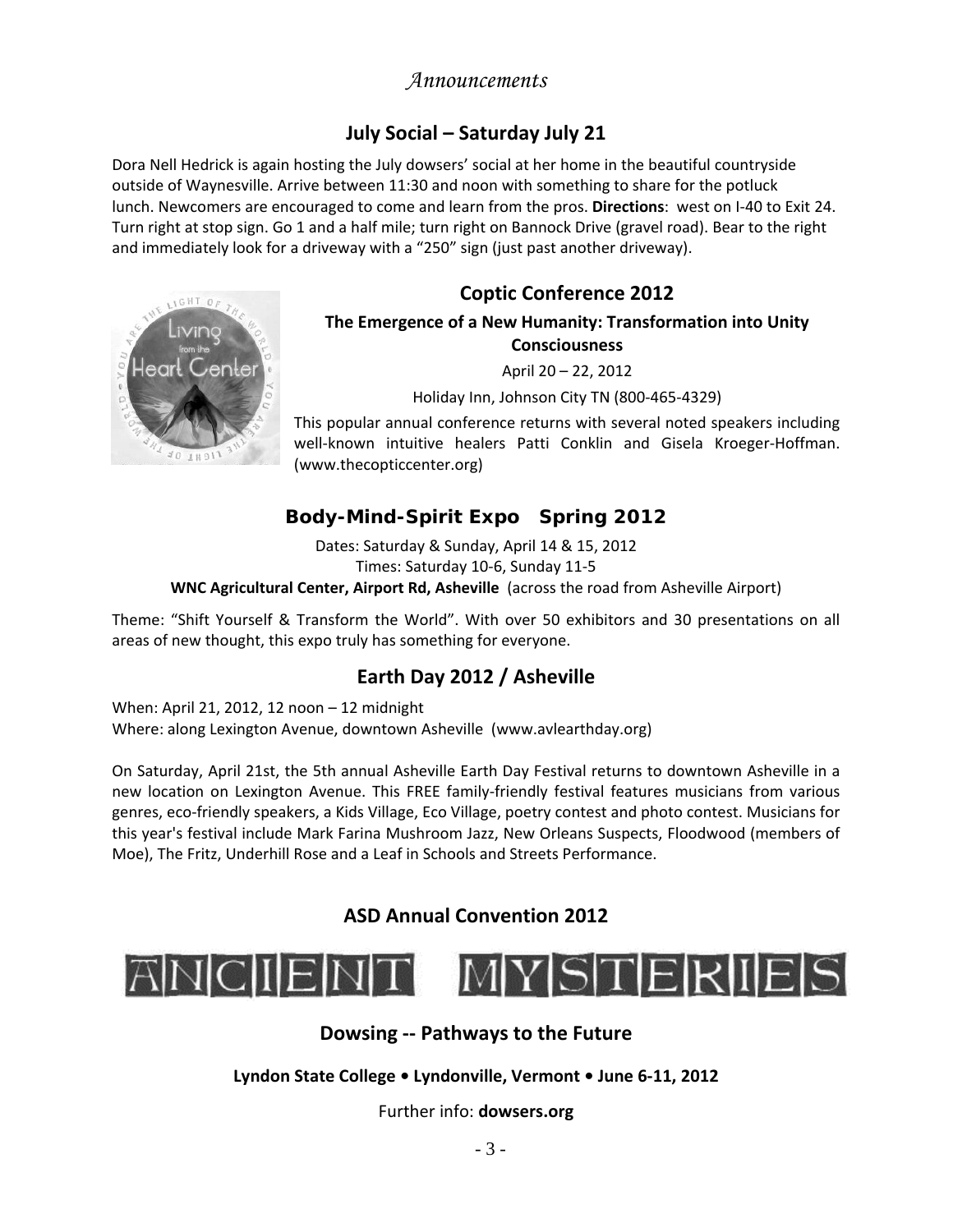*Announcements*

## July Social – Saturday July 21

Dora Nell Hedrick is again hosting the July dowsers' social at her home in the beautiful countryside outside of Waynesville. Arrive between 11:30 and noon with something to share for the potluck lunch. Newcomers are encouraged to come and learn from the pros. **Directions**: west on I-40 to Exit 24. Turn right at stop sign. Go 1 and a half mile; turn right on Bannock Drive (gravel road). Bear to the right and immediately look for a driveway with a "250" sign (just past another driveway).

## Coptic Conference 2012

**The Emergence of a New Humanity: Transformation into Unity Consciousness**

April 20 – 22, 2012

Holiday Inn, Johnson City TN (800-465-4329)

This popular annual conference returns with several noted speakers including well-known intuitive healers Patti Conklin and Gisela Kroeger-Hoffman. (www.thecopticcenter.org)

## Body-Mind-Spirit Expo Spring 2012

Dates: Saturday & Sunday, April 14 & 15, 2012
Times: Saturday 10-6, Sunday 11-5
**WNC Agricultural Center, Airport Rd, Asheville** (across the road from Asheville Airport)

Theme: "Shift Yourself & Transform the World". With over 50 exhibitors and 30 presentations on all areas of new thought, this expo truly has something for everyone.

## Earth Day 2012 / Asheville

When: April 21, 2012, 12 noon – 12 midnight
Where: along Lexington Avenue, downtown Asheville (www.avlearthday.org)

On Saturday, April 21st, the 5th annual Asheville Earth Day Festival returns to downtown Asheville in a new location on Lexington Avenue. This FREE family-friendly festival features musicians from various genres, eco-friendly speakers, a Kids Village, Eco Village, poetry contest and photo contest. Musicians for this year's festival include Mark Farina Mushroom Jazz, New Orleans Suspects, Floodwood (members of Moe), The Fritz, Underhill Rose and a Leaf in Schools and Streets Performance.

## ASD Annual Convention 2012

# ANCIENT MYSTERIES

## Dowsing -- Pathways to the Future

**Lyndon State College • Lyndonville, Vermont • June 6-11, 2012**

Further info: **dowsers.org**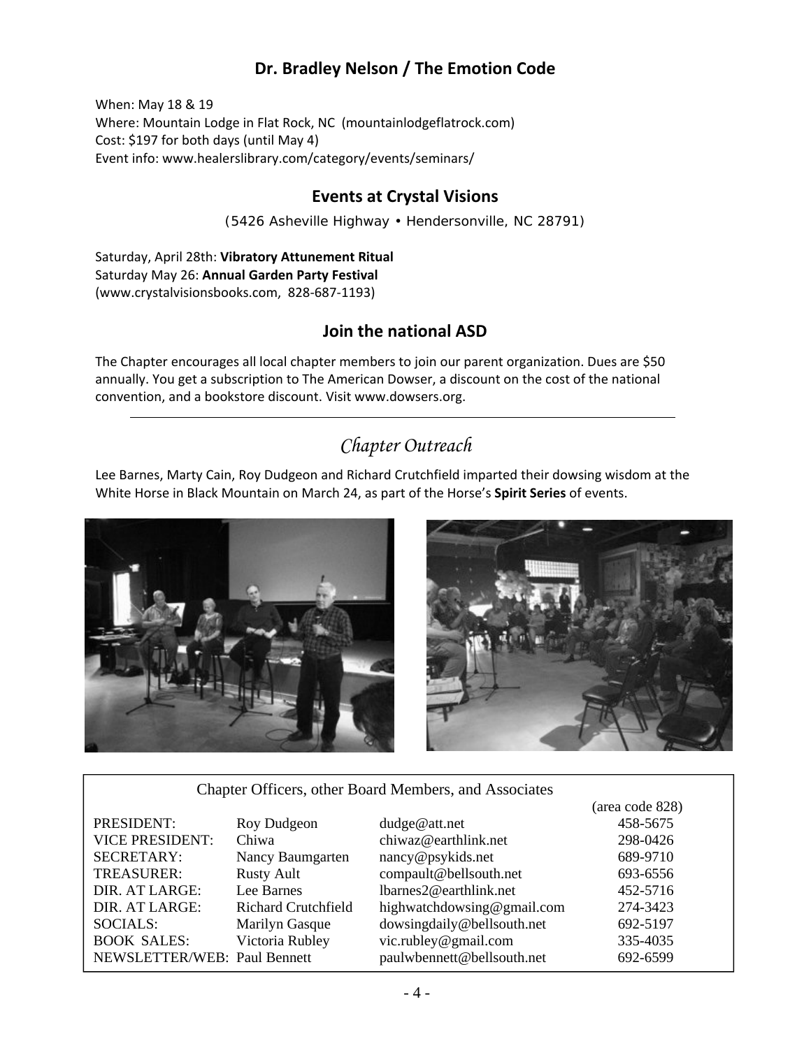## Dr. Bradley Nelson / The Emotion Code

When: May 18 & 19
Where: Mountain Lodge in Flat Rock, NC (mountainlodgeflatrock.com)
Cost: $197 for both days (until May 4)
Event info: www.healerslibrary.com/category/events/seminars/

## Events at Crystal Visions

(5426 Asheville Highway • Hendersonville, NC 28791)

Saturday, April 28th: **Vibratory Attunement Ritual**
Saturday May 26: **Annual Garden Party Festival**
(www.crystalvisionsbooks.com, 828-687-1193)

## Join the national ASD

The Chapter encourages all local chapter members to join our parent organization. Dues are $50 annually. You get a subscription to The American Dowser, a discount on the cost of the national convention, and a bookstore discount. Visit www.dowsers.org.

---

## *Chapter Outreach*

Lee Barnes, Marty Cain, Roy Dudgeon and Richard Crutchfield imparted their dowsing wisdom at the White Horse in Black Mountain on March 24, as part of the Horse's **Spirit Series** of events.

Chapter Officers, other Board Members, and Associates

| | | | (area code 828) |
|---|---|---|---|
| PRESIDENT: | Roy Dudgeon | dudge@att.net | 458-5675 |
| VICE PRESIDENT: | Chiwa | chiwaz@earthlink.net | 298-0426 |
| SECRETARY: | Nancy Baumgarten | nancy@psykids.net | 689-9710 |
| TREASURER: | Rusty Ault | compault@bellsouth.net | 693-6556 |
| DIR. AT LARGE: | Lee Barnes | lbarnes2@earthlink.net | 452-5716 |
| DIR. AT LARGE: | Richard Crutchfield | highwatchdowsing@gmail.com | 274-3423 |
| SOCIALS: | Marilyn Gasque | dowsingdaily@bellsouth.net | 692-5197 |
| BOOK SALES: | Victoria Rubley | vic.rubley@gmail.com | 335-4035 |
| NEWSLETTER/WEB: | Paul Bennett | paulwbennett@bellsouth.net | 692-6599 |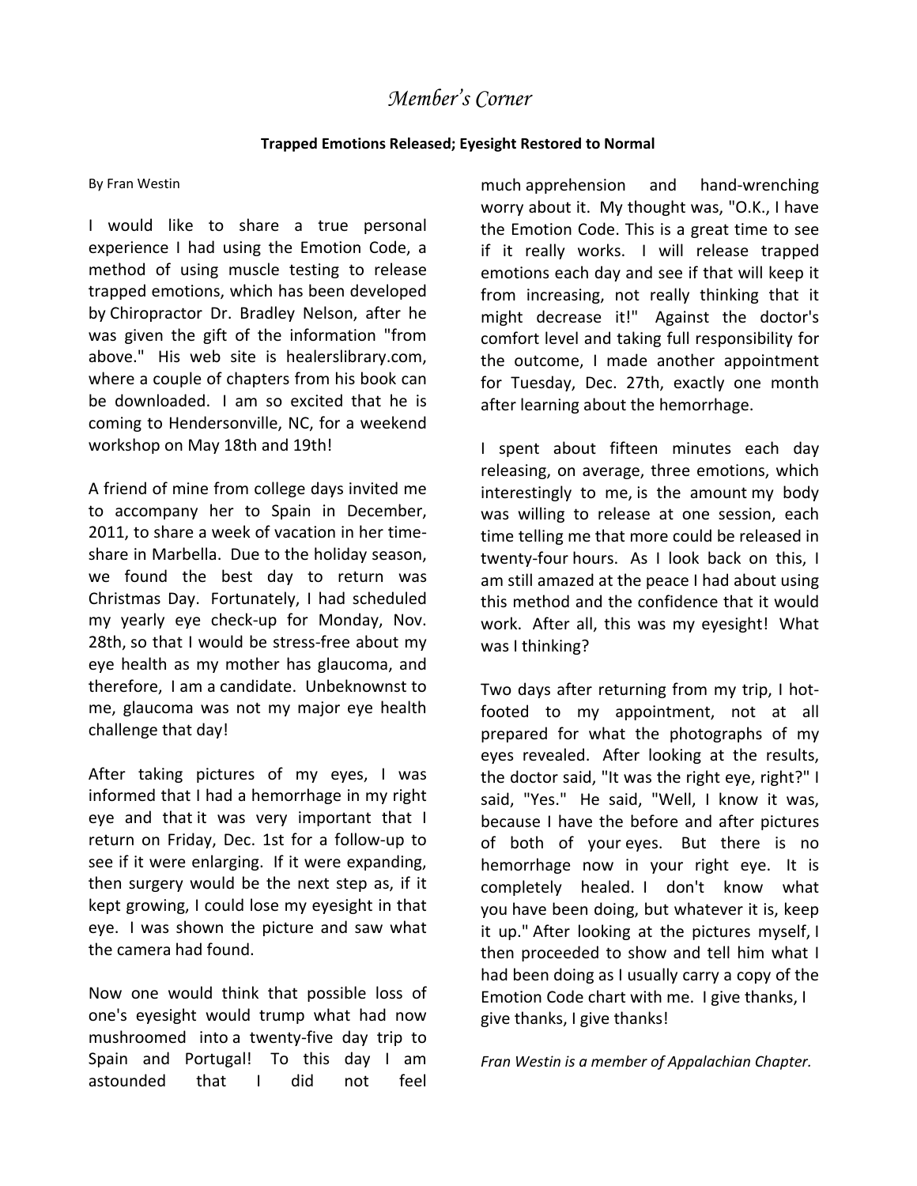# *Member's Corner*

**Trapped Emotions Released; Eyesight Restored to Normal**

By Fran Westin

I would like to share a true personal experience I had using the Emotion Code, a method of using muscle testing to release trapped emotions, which has been developed by Chiropractor Dr. Bradley Nelson, after he was given the gift of the information "from above." His web site is healerslibrary.com, where a couple of chapters from his book can be downloaded. I am so excited that he is coming to Hendersonville, NC, for a weekend workshop on May 18th and 19th!

A friend of mine from college days invited me to accompany her to Spain in December, 2011, to share a week of vacation in her time-share in Marbella. Due to the holiday season, we found the best day to return was Christmas Day. Fortunately, I had scheduled my yearly eye check-up for Monday, Nov. 28th, so that I would be stress-free about my eye health as my mother has glaucoma, and therefore, I am a candidate. Unbeknownst to me, glaucoma was not my major eye health challenge that day!

After taking pictures of my eyes, I was informed that I had a hemorrhage in my right eye and that it was very important that I return on Friday, Dec. 1st for a follow-up to see if it were enlarging. If it were expanding, then surgery would be the next step as, if it kept growing, I could lose my eyesight in that eye. I was shown the picture and saw what the camera had found.

Now one would think that possible loss of one's eyesight would trump what had now mushroomed into a twenty-five day trip to Spain and Portugal! To this day I am astounded that I did not feel much apprehension and hand-wrenching worry about it. My thought was, "O.K., I have the Emotion Code. This is a great time to see if it really works. I will release trapped emotions each day and see if that will keep it from increasing, not really thinking that it might decrease it!" Against the doctor's comfort level and taking full responsibility for the outcome, I made another appointment for Tuesday, Dec. 27th, exactly one month after learning about the hemorrhage.

I spent about fifteen minutes each day releasing, on average, three emotions, which interestingly to me, is the amount my body was willing to release at one session, each time telling me that more could be released in twenty-four hours. As I look back on this, I am still amazed at the peace I had about using this method and the confidence that it would work. After all, this was my eyesight! What was I thinking?

Two days after returning from my trip, I hot-footed to my appointment, not at all prepared for what the photographs of my eyes revealed. After looking at the results, the doctor said, "It was the right eye, right?" I said, "Yes." He said, "Well, I know it was, because I have the before and after pictures of both of your eyes. But there is no hemorrhage now in your right eye. It is completely healed. I don't know what you have been doing, but whatever it is, keep it up." After looking at the pictures myself, I then proceeded to show and tell him what I had been doing as I usually carry a copy of the Emotion Code chart with me. I give thanks, I give thanks, I give thanks!

*Fran Westin is a member of Appalachian Chapter.*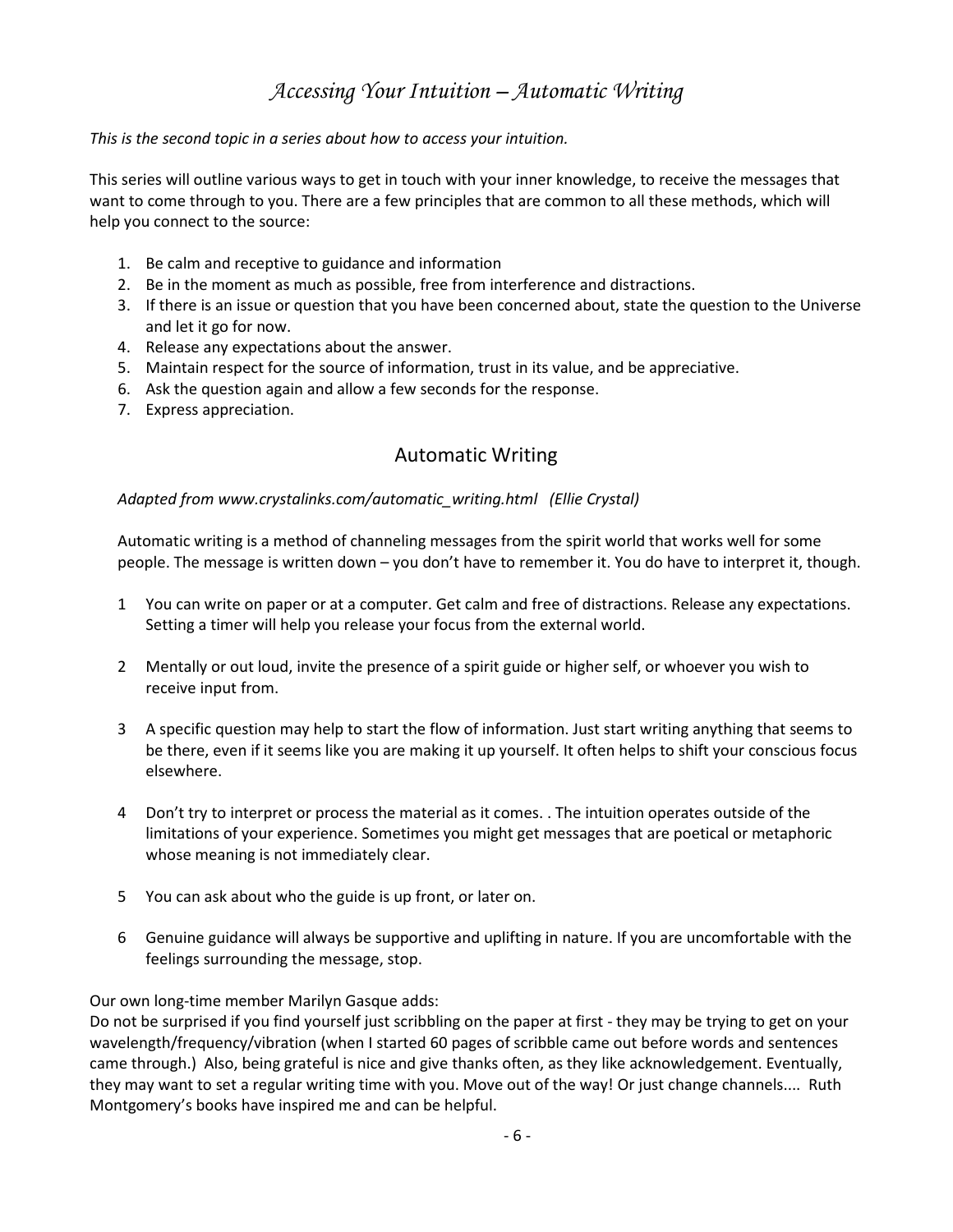# *Accessing Your Intuition – Automatic Writing*

*This is the second topic in a series about how to access your intuition.*

This series will outline various ways to get in touch with your inner knowledge, to receive the messages that want to come through to you. There are a few principles that are common to all these methods, which will help you connect to the source:

1. Be calm and receptive to guidance and information
2. Be in the moment as much as possible, free from interference and distractions.
3. If there is an issue or question that you have been concerned about, state the question to the Universe and let it go for now.
4. Release any expectations about the answer.
5. Maintain respect for the source of information, trust in its value, and be appreciative.
6. Ask the question again and allow a few seconds for the response.
7. Express appreciation.

## Automatic Writing

*Adapted from www.crystalinks.com/automatic_writing.html (Ellie Crystal)*

Automatic writing is a method of channeling messages from the spirit world that works well for some people. The message is written down – you don't have to remember it. You do have to interpret it, though.

1 You can write on paper or at a computer. Get calm and free of distractions. Release any expectations. Setting a timer will help you release your focus from the external world.

2 Mentally or out loud, invite the presence of a spirit guide or higher self, or whoever you wish to receive input from.

3 A specific question may help to start the flow of information. Just start writing anything that seems to be there, even if it seems like you are making it up yourself. It often helps to shift your conscious focus elsewhere.

4 Don't try to interpret or process the material as it comes. . The intuition operates outside of the limitations of your experience. Sometimes you might get messages that are poetical or metaphoric whose meaning is not immediately clear.

5 You can ask about who the guide is up front, or later on.

6 Genuine guidance will always be supportive and uplifting in nature. If you are uncomfortable with the feelings surrounding the message, stop.

Our own long-time member Marilyn Gasque adds:
Do not be surprised if you find yourself just scribbling on the paper at first - they may be trying to get on your wavelength/frequency/vibration (when I started 60 pages of scribble came out before words and sentences came through.) Also, being grateful is nice and give thanks often, as they like acknowledgement. Eventually, they may want to set a regular writing time with you. Move out of the way! Or just change channels.... Ruth Montgomery's books have inspired me and can be helpful.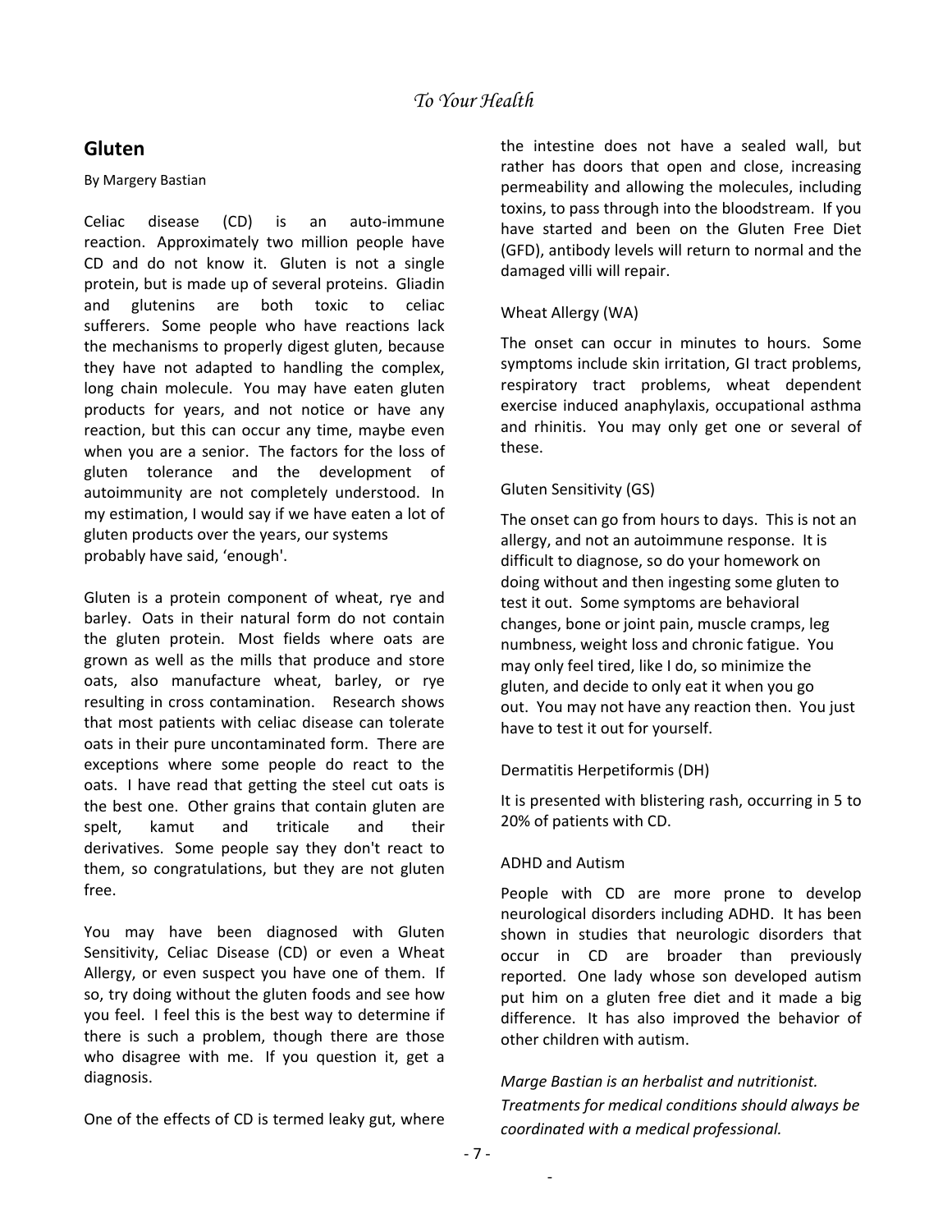## Gluten

By Margery Bastian

Celiac disease (CD) is an auto-immune reaction. Approximately two million people have CD and do not know it. Gluten is not a single protein, but is made up of several proteins. Gliadin and glutenins are both toxic to celiac sufferers. Some people who have reactions lack the mechanisms to properly digest gluten, because they have not adapted to handling the complex, long chain molecule. You may have eaten gluten products for years, and not notice or have any reaction, but this can occur any time, maybe even when you are a senior. The factors for the loss of gluten tolerance and the development of autoimmunity are not completely understood. In my estimation, I would say if we have eaten a lot of gluten products over the years, our systems probably have said, 'enough'.

Gluten is a protein component of wheat, rye and barley. Oats in their natural form do not contain the gluten protein. Most fields where oats are grown as well as the mills that produce and store oats, also manufacture wheat, barley, or rye resulting in cross contamination. Research shows that most patients with celiac disease can tolerate oats in their pure uncontaminated form. There are exceptions where some people do react to the oats. I have read that getting the steel cut oats is the best one. Other grains that contain gluten are spelt, kamut and triticale and their derivatives. Some people say they don't react to them, so congratulations, but they are not gluten free.

You may have been diagnosed with Gluten Sensitivity, Celiac Disease (CD) or even a Wheat Allergy, or even suspect you have one of them. If so, try doing without the gluten foods and see how you feel. I feel this is the best way to determine if there is such a problem, though there are those who disagree with me. If you question it, get a diagnosis.

One of the effects of CD is termed leaky gut, where the intestine does not have a sealed wall, but rather has doors that open and close, increasing permeability and allowing the molecules, including toxins, to pass through into the bloodstream. If you have started and been on the Gluten Free Diet (GFD), antibody levels will return to normal and the damaged villi will repair.

### Wheat Allergy (WA)

The onset can occur in minutes to hours. Some symptoms include skin irritation, GI tract problems, respiratory tract problems, wheat dependent exercise induced anaphylaxis, occupational asthma and rhinitis. You may only get one or several of these.

### Gluten Sensitivity (GS)

The onset can go from hours to days. This is not an allergy, and not an autoimmune response. It is difficult to diagnose, so do your homework on doing without and then ingesting some gluten to test it out. Some symptoms are behavioral changes, bone or joint pain, muscle cramps, leg numbness, weight loss and chronic fatigue. You may only feel tired, like I do, so minimize the gluten, and decide to only eat it when you go out. You may not have any reaction then. You just have to test it out for yourself.

### Dermatitis Herpetiformis (DH)

It is presented with blistering rash, occurring in 5 to 20% of patients with CD.

### ADHD and Autism

People with CD are more prone to develop neurological disorders including ADHD. It has been shown in studies that neurologic disorders that occur in CD are broader than previously reported. One lady whose son developed autism put him on a gluten free diet and it made a big difference. It has also improved the behavior of other children with autism.

*Marge Bastian is an herbalist and nutritionist. Treatments for medical conditions should always be coordinated with a medical professional.*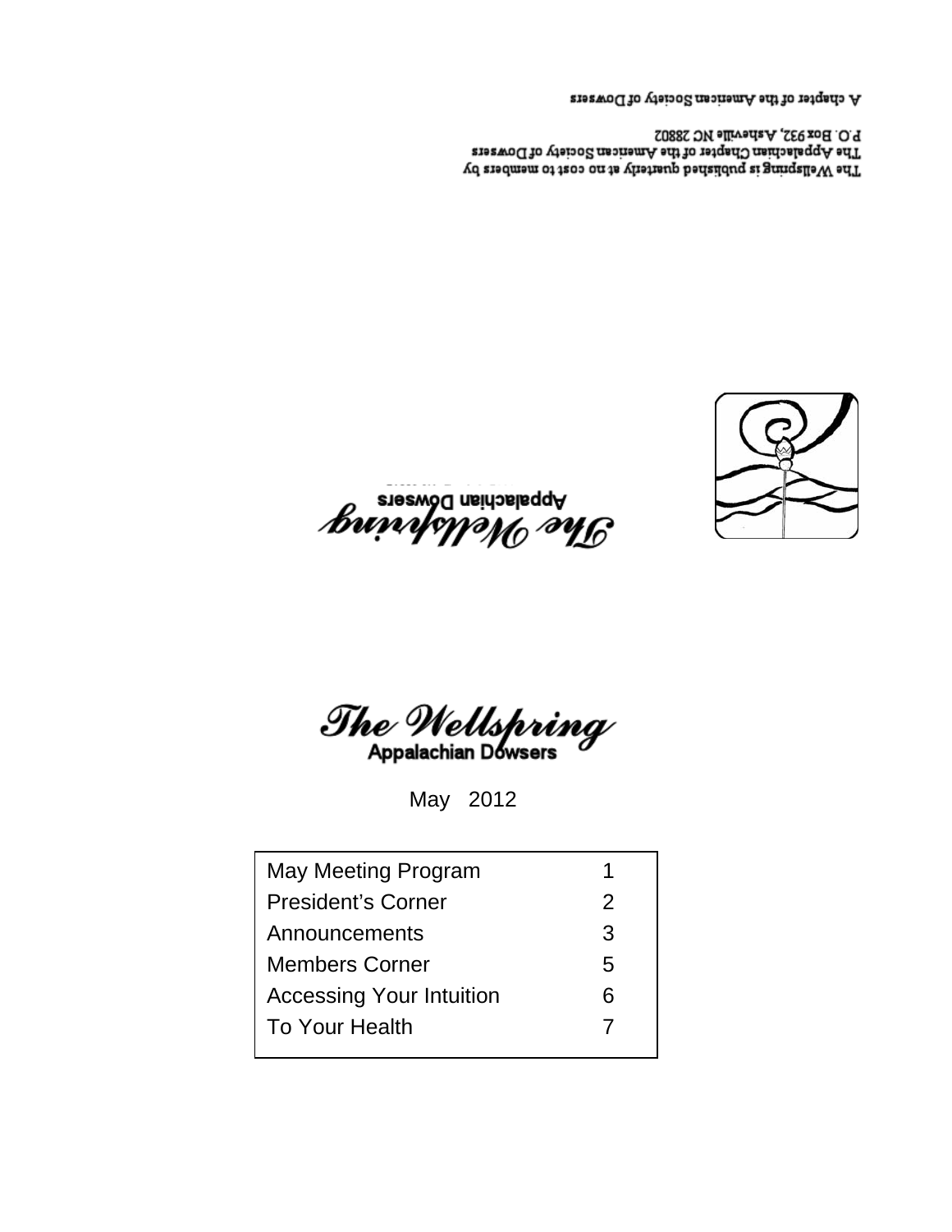The Wellspring is published quarterly at no cost to members by
The Appalachian Chapter of the American Society of Dowsers
P.O. Box 932, Asheville NC 28802

A chapter of the American Society of Dowsers

*The Wellspring*
Appalachian Dowsers

*The Wellspring*
Appalachian Dowsers

May 2012

| | |
|---|---|
| May Meeting Program | 1 |
| President's Corner | 2 |
| Announcements | 3 |
| Members Corner | 5 |
| Accessing Your Intuition | 6 |
| To Your Health | 7 |